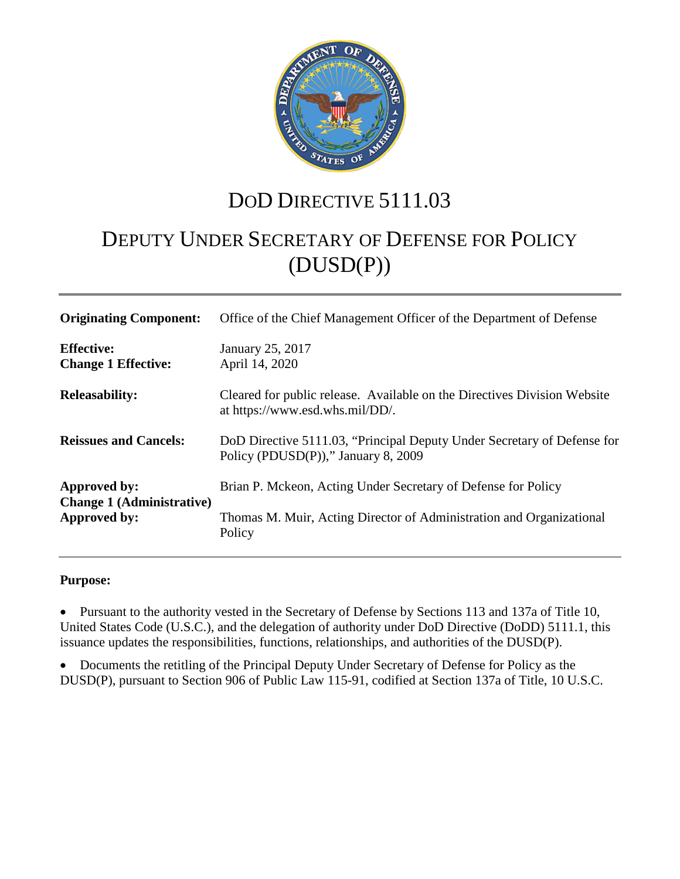# DoD DIRECTIVE 5111.03

# DEPUTY UNDER SECRETARY OF DEFENSE FOR POLICY (DUSD(P))

| | |
|---|---|
| **Originating Component:** | Office of the Chief Management Officer of the Department of Defense |
| **Effective:** | January 25, 2017 |
| **Change 1 Effective:** | April 14, 2020 |
| **Releasability:** | Cleared for public release. Available on the Directives Division Website at https://www.esd.whs.mil/DD/. |
| **Reissues and Cancels:** | DoD Directive 5111.03, "Principal Deputy Under Secretary of Defense for Policy (PDUSD(P))," January 8, 2009 |
| **Approved by:** | Brian P. Mckeon, Acting Under Secretary of Defense for Policy |
| **Change 1 (Administrative) Approved by:** | Thomas M. Muir, Acting Director of Administration and Organizational Policy |

**Purpose:**

- Pursuant to the authority vested in the Secretary of Defense by Sections 113 and 137a of Title 10, United States Code (U.S.C.), and the delegation of authority under DoD Directive (DoDD) 5111.1, this issuance updates the responsibilities, functions, relationships, and authorities of the DUSD(P).

- Documents the retitling of the Principal Deputy Under Secretary of Defense for Policy as the DUSD(P), pursuant to Section 906 of Public Law 115-91, codified at Section 137a of Title, 10 U.S.C.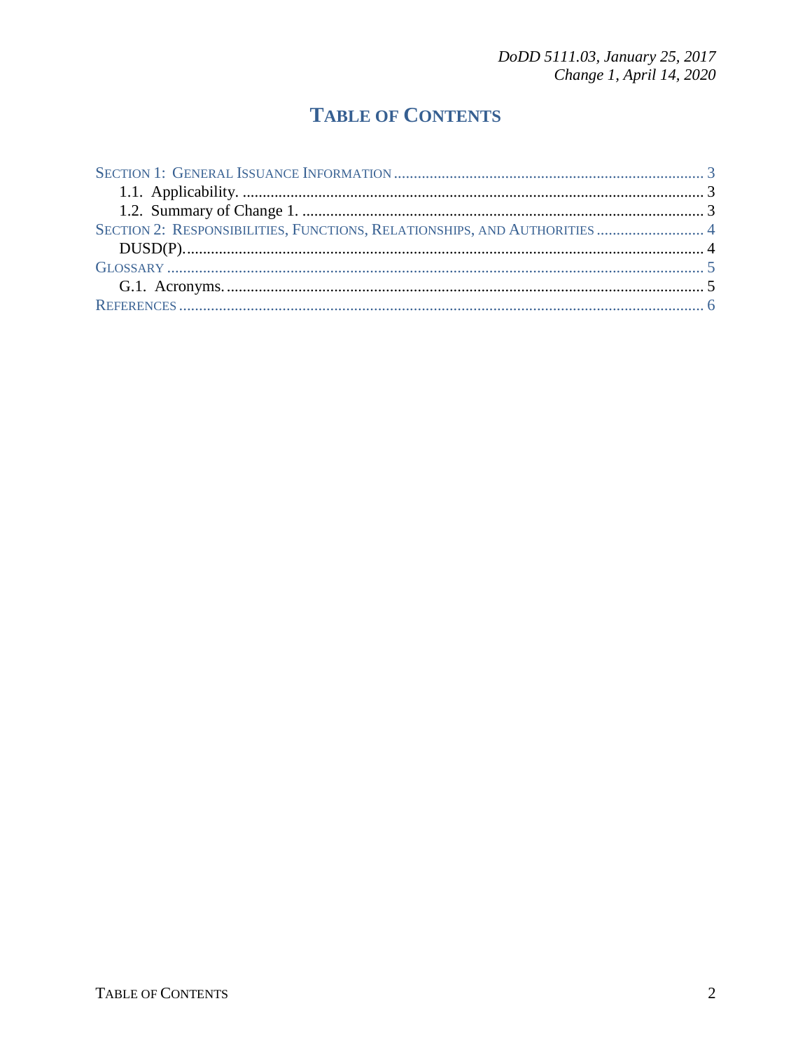# TABLE OF CONTENTS

SECTION 1: GENERAL ISSUANCE INFORMATION .......... 3
  1.1. Applicability. .......... 3
  1.2. Summary of Change 1. .......... 3
SECTION 2: RESPONSIBILITIES, FUNCTIONS, RELATIONSHIPS, AND AUTHORITIES .......... 4
  DUSD(P). .......... 4
GLOSSARY .......... 5
  G.1. Acronyms. .......... 5
REFERENCES .......... 6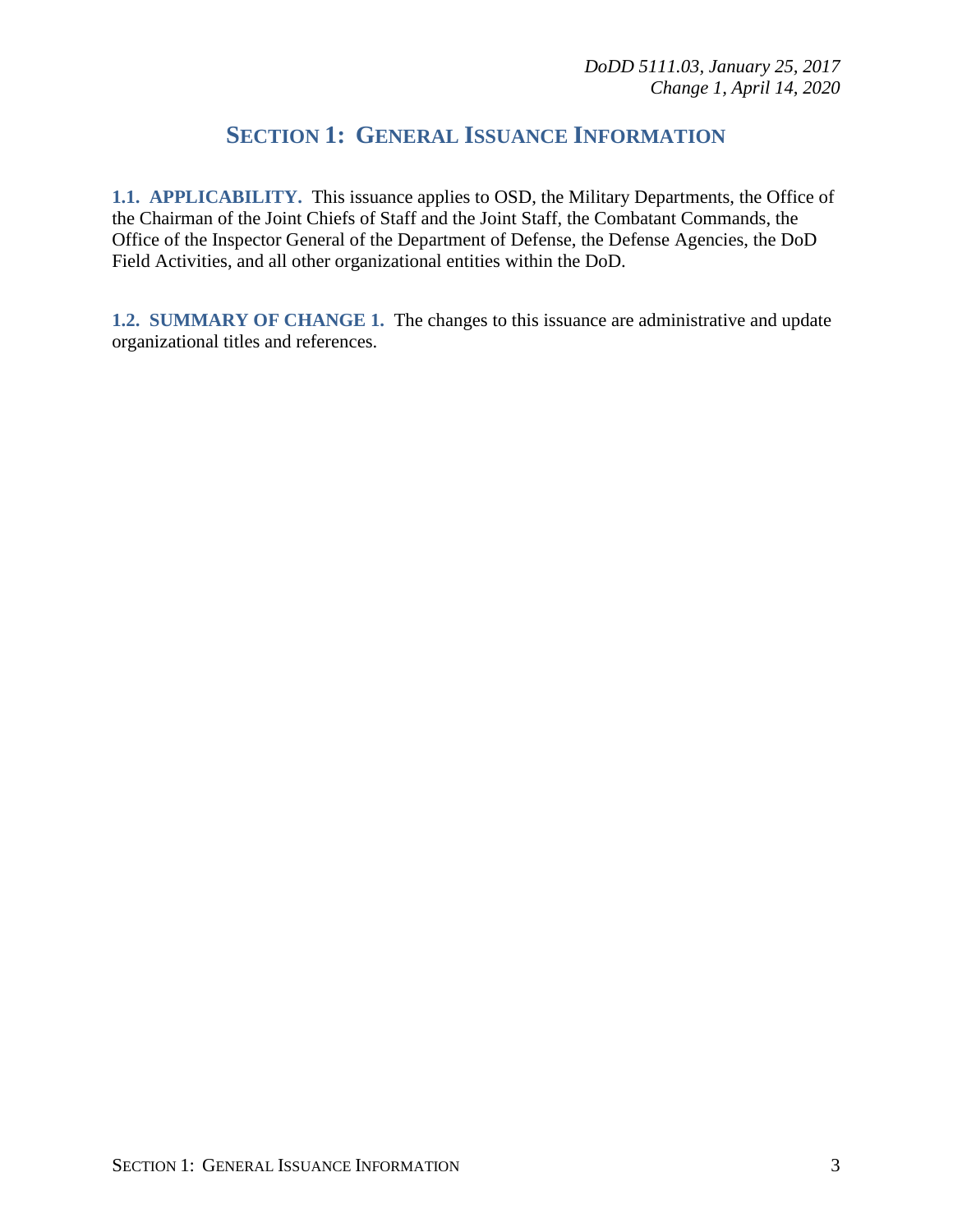# SECTION 1: GENERAL ISSUANCE INFORMATION

**1.1. APPLICABILITY.** This issuance applies to OSD, the Military Departments, the Office of the Chairman of the Joint Chiefs of Staff and the Joint Staff, the Combatant Commands, the Office of the Inspector General of the Department of Defense, the Defense Agencies, the DoD Field Activities, and all other organizational entities within the DoD.

**1.2. SUMMARY OF CHANGE 1.** The changes to this issuance are administrative and update organizational titles and references.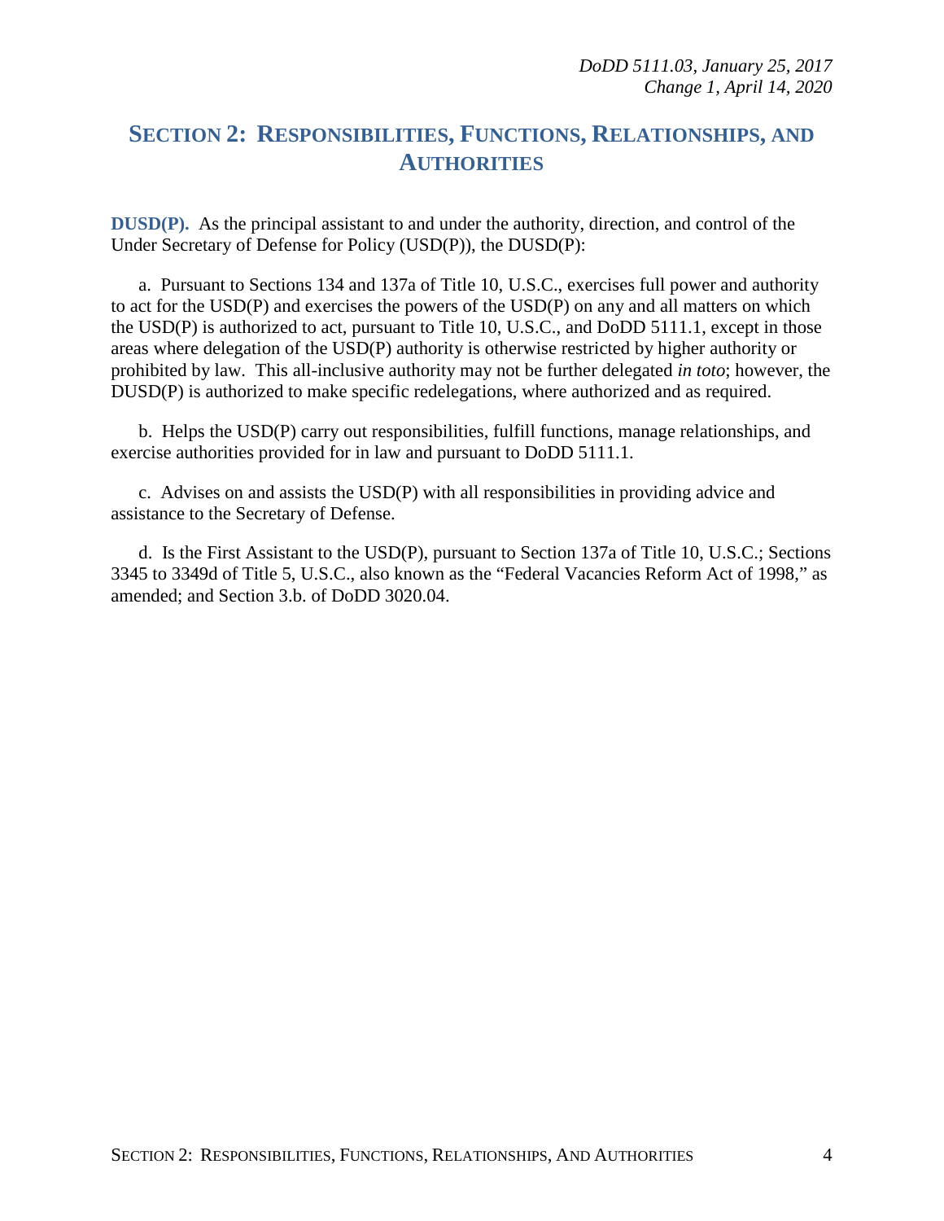## SECTION 2: RESPONSIBILITIES, FUNCTIONS, RELATIONSHIPS, AND AUTHORITIES

**DUSD(P).** As the principal assistant to and under the authority, direction, and control of the Under Secretary of Defense for Policy (USD(P)), the DUSD(P):

a. Pursuant to Sections 134 and 137a of Title 10, U.S.C., exercises full power and authority to act for the USD(P) and exercises the powers of the USD(P) on any and all matters on which the USD(P) is authorized to act, pursuant to Title 10, U.S.C., and DoDD 5111.1, except in those areas where delegation of the USD(P) authority is otherwise restricted by higher authority or prohibited by law. This all-inclusive authority may not be further delegated *in toto*; however, the DUSD(P) is authorized to make specific redelegations, where authorized and as required.

b. Helps the USD(P) carry out responsibilities, fulfill functions, manage relationships, and exercise authorities provided for in law and pursuant to DoDD 5111.1.

c. Advises on and assists the USD(P) with all responsibilities in providing advice and assistance to the Secretary of Defense.

d. Is the First Assistant to the USD(P), pursuant to Section 137a of Title 10, U.S.C.; Sections 3345 to 3349d of Title 5, U.S.C., also known as the "Federal Vacancies Reform Act of 1998," as amended; and Section 3.b. of DoDD 3020.04.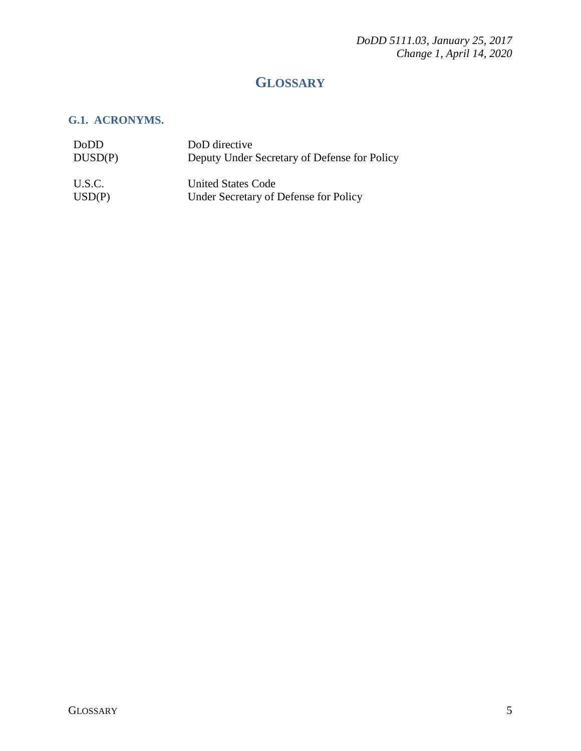# GLOSSARY

## G.1. ACRONYMS.

| | |
|---|---|
| DoDD | DoD directive |
| DUSD(P) | Deputy Under Secretary of Defense for Policy |
| U.S.C. | United States Code |
| USD(P) | Under Secretary of Defense for Policy |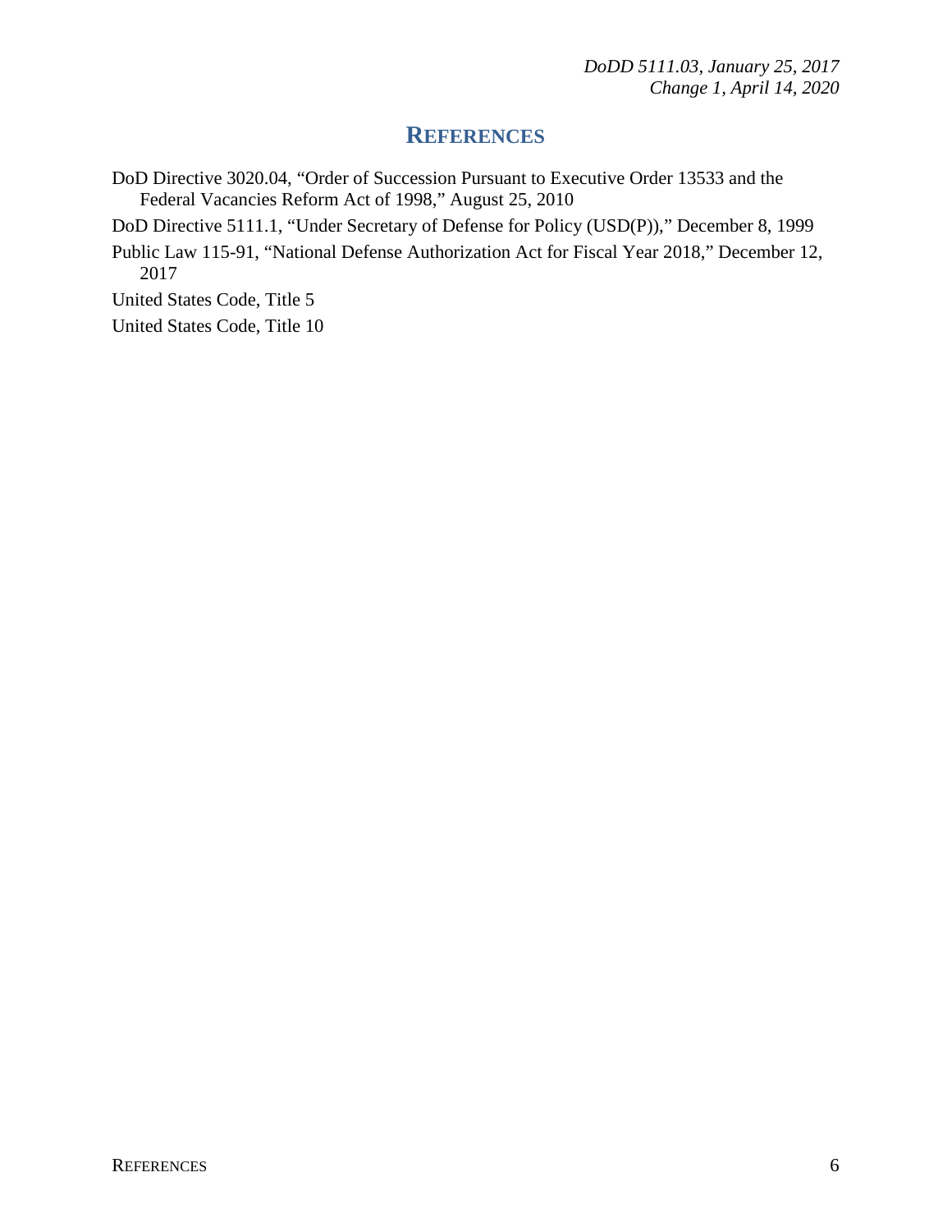## REFERENCES

DoD Directive 3020.04, "Order of Succession Pursuant to Executive Order 13533 and the Federal Vacancies Reform Act of 1998," August 25, 2010

DoD Directive 5111.1, "Under Secretary of Defense for Policy (USD(P))," December 8, 1999

Public Law 115-91, "National Defense Authorization Act for Fiscal Year 2018," December 12, 2017

United States Code, Title 5

United States Code, Title 10